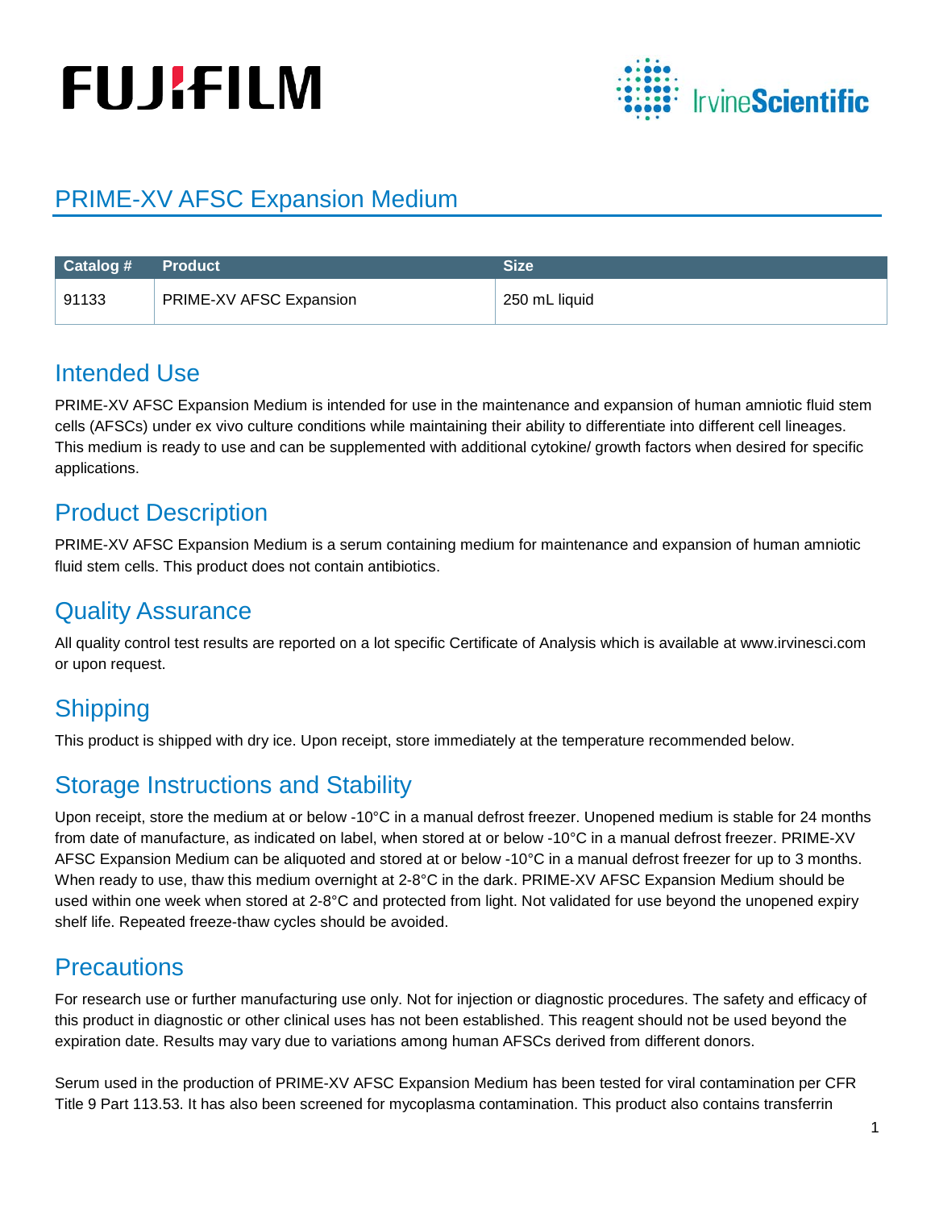# PRIME-XV AFSC Expansion Medium

| Catalog # | Product | Size |
| --- | --- | --- |
| 91133 | PRIME-XV AFSC Expansion | 250 mL liquid |

## Intended Use

PRIME-XV AFSC Expansion Medium is intended for use in the maintenance and expansion of human amniotic fluid stem cells (AFSCs) under ex vivo culture conditions while maintaining their ability to differentiate into different cell lineages. This medium is ready to use and can be supplemented with additional cytokine/ growth factors when desired for specific applications.

## Product Description

PRIME-XV AFSC Expansion Medium is a serum containing medium for maintenance and expansion of human amniotic fluid stem cells. This product does not contain antibiotics.

## Quality Assurance

All quality control test results are reported on a lot specific Certificate of Analysis which is available at www.irvinesci.com or upon request.

## Shipping

This product is shipped with dry ice. Upon receipt, store immediately at the temperature recommended below.

## Storage Instructions and Stability

Upon receipt, store the medium at or below -10°C in a manual defrost freezer. Unopened medium is stable for 24 months from date of manufacture, as indicated on label, when stored at or below -10°C in a manual defrost freezer. PRIME-XV AFSC Expansion Medium can be aliquoted and stored at or below -10°C in a manual defrost freezer for up to 3 months. When ready to use, thaw this medium overnight at 2-8°C in the dark. PRIME-XV AFSC Expansion Medium should be used within one week when stored at 2-8°C and protected from light. Not validated for use beyond the unopened expiry shelf life. Repeated freeze-thaw cycles should be avoided.

## Precautions

For research use or further manufacturing use only. Not for injection or diagnostic procedures. The safety and efficacy of this product in diagnostic or other clinical uses has not been established. This reagent should not be used beyond the expiration date. Results may vary due to variations among human AFSCs derived from different donors.

Serum used in the production of PRIME-XV AFSC Expansion Medium has been tested for viral contamination per CFR Title 9 Part 113.53. It has also been screened for mycoplasma contamination. This product also contains transferrin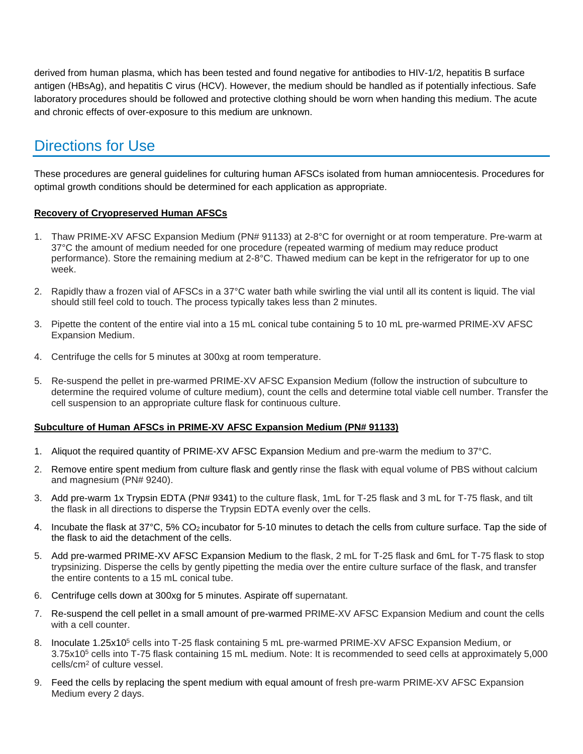derived from human plasma, which has been tested and found negative for antibodies to HIV-1/2, hepatitis B surface antigen (HBsAg), and hepatitis C virus (HCV). However, the medium should be handled as if potentially infectious. Safe laboratory procedures should be followed and protective clothing should be worn when handing this medium. The acute and chronic effects of over-exposure to this medium are unknown.

## Directions for Use

These procedures are general guidelines for culturing human AFSCs isolated from human amniocentesis. Procedures for optimal growth conditions should be determined for each application as appropriate.

**Recovery of Cryopreserved Human AFSCs**

1. Thaw PRIME-XV AFSC Expansion Medium (PN# 91133) at 2-8°C for overnight or at room temperature. Pre-warm at 37°C the amount of medium needed for one procedure (repeated warming of medium may reduce product performance). Store the remaining medium at 2-8°C. Thawed medium can be kept in the refrigerator for up to one week.
2. Rapidly thaw a frozen vial of AFSCs in a 37°C water bath while swirling the vial until all its content is liquid. The vial should still feel cold to touch. The process typically takes less than 2 minutes.
3. Pipette the content of the entire vial into a 15 mL conical tube containing 5 to 10 mL pre-warmed PRIME-XV AFSC Expansion Medium.
4. Centrifuge the cells for 5 minutes at 300xg at room temperature.
5. Re-suspend the pellet in pre-warmed PRIME-XV AFSC Expansion Medium (follow the instruction of subculture to determine the required volume of culture medium), count the cells and determine total viable cell number. Transfer the cell suspension to an appropriate culture flask for continuous culture.

**Subculture of Human AFSCs in PRIME-XV AFSC Expansion Medium (PN# 91133)**

1. Aliquot the required quantity of PRIME-XV AFSC Expansion Medium and pre-warm the medium to 37°C.
2. Remove entire spent medium from culture flask and gently rinse the flask with equal volume of PBS without calcium and magnesium (PN# 9240).
3. Add pre-warm 1x Trypsin EDTA (PN# 9341) to the culture flask, 1mL for T-25 flask and 3 mL for T-75 flask, and tilt the flask in all directions to disperse the Trypsin EDTA evenly over the cells.
4. Incubate the flask at 37°C, 5% $CO_2$ incubator for 5-10 minutes to detach the cells from culture surface. Tap the side of the flask to aid the detachment of the cells.
5. Add pre-warmed PRIME-XV AFSC Expansion Medium to the flask, 2 mL for T-25 flask and 6mL for T-75 flask to stop trypsinizing. Disperse the cells by gently pipetting the media over the entire culture surface of the flask, and transfer the entire contents to a 15 mL conical tube.
6. Centrifuge cells down at 300xg for 5 minutes. Aspirate off supernatant.
7. Re-suspend the cell pellet in a small amount of pre-warmed PRIME-XV AFSC Expansion Medium and count the cells with a cell counter.
8. Inoculate $1.25x10^5$ cells into T-25 flask containing 5 mL pre-warmed PRIME-XV AFSC Expansion Medium, or $3.75x10^5$ cells into T-75 flask containing 15 mL medium. Note: It is recommended to seed cells at approximately 5,000 cells/$cm^2$ of culture vessel.
9. Feed the cells by replacing the spent medium with equal amount of fresh pre-warm PRIME-XV AFSC Expansion Medium every 2 days.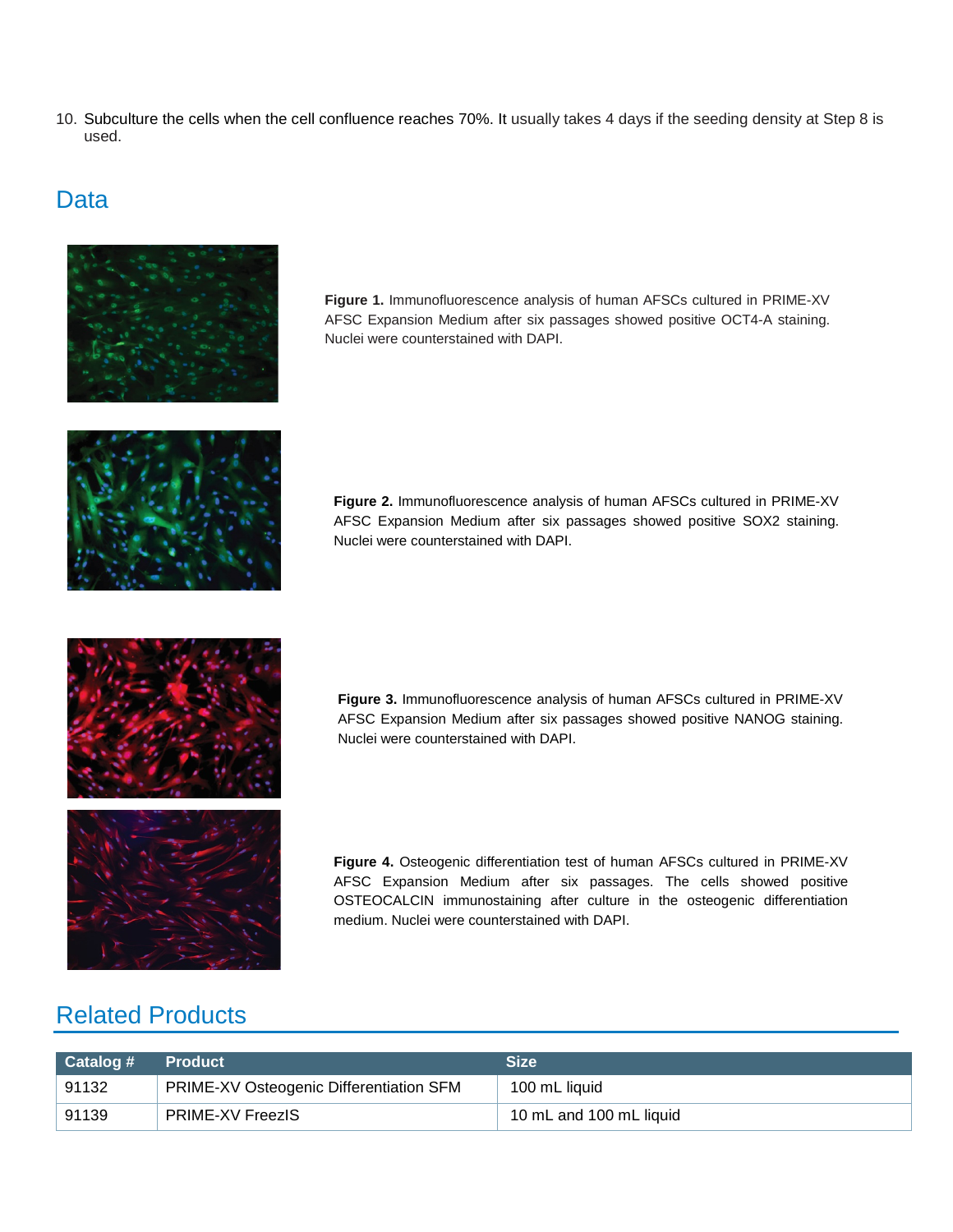10. Subculture the cells when the cell confluence reaches 70%. It usually takes 4 days if the seeding density at Step 8 is used.

## Data

**Figure 1.** Immunofluorescence analysis of human AFSCs cultured in PRIME-XV AFSC Expansion Medium after six passages showed positive OCT4-A staining. Nuclei were counterstained with DAPI.

**Figure 2.** Immunofluorescence analysis of human AFSCs cultured in PRIME-XV AFSC Expansion Medium after six passages showed positive SOX2 staining. Nuclei were counterstained with DAPI.

**Figure 3.** Immunofluorescence analysis of human AFSCs cultured in PRIME-XV AFSC Expansion Medium after six passages showed positive NANOG staining. Nuclei were counterstained with DAPI.

**Figure 4.** Osteogenic differentiation test of human AFSCs cultured in PRIME-XV AFSC Expansion Medium after six passages. The cells showed positive OSTEOCALCIN immunostaining after culture in the osteogenic differentiation medium. Nuclei were counterstained with DAPI.

## Related Products

| Catalog # | Product | Size |
|---|---|---|
| 91132 | PRIME-XV Osteogenic Differentiation SFM | 100 mL liquid |
| 91139 | PRIME-XV FreezIS | 10 mL and 100 mL liquid |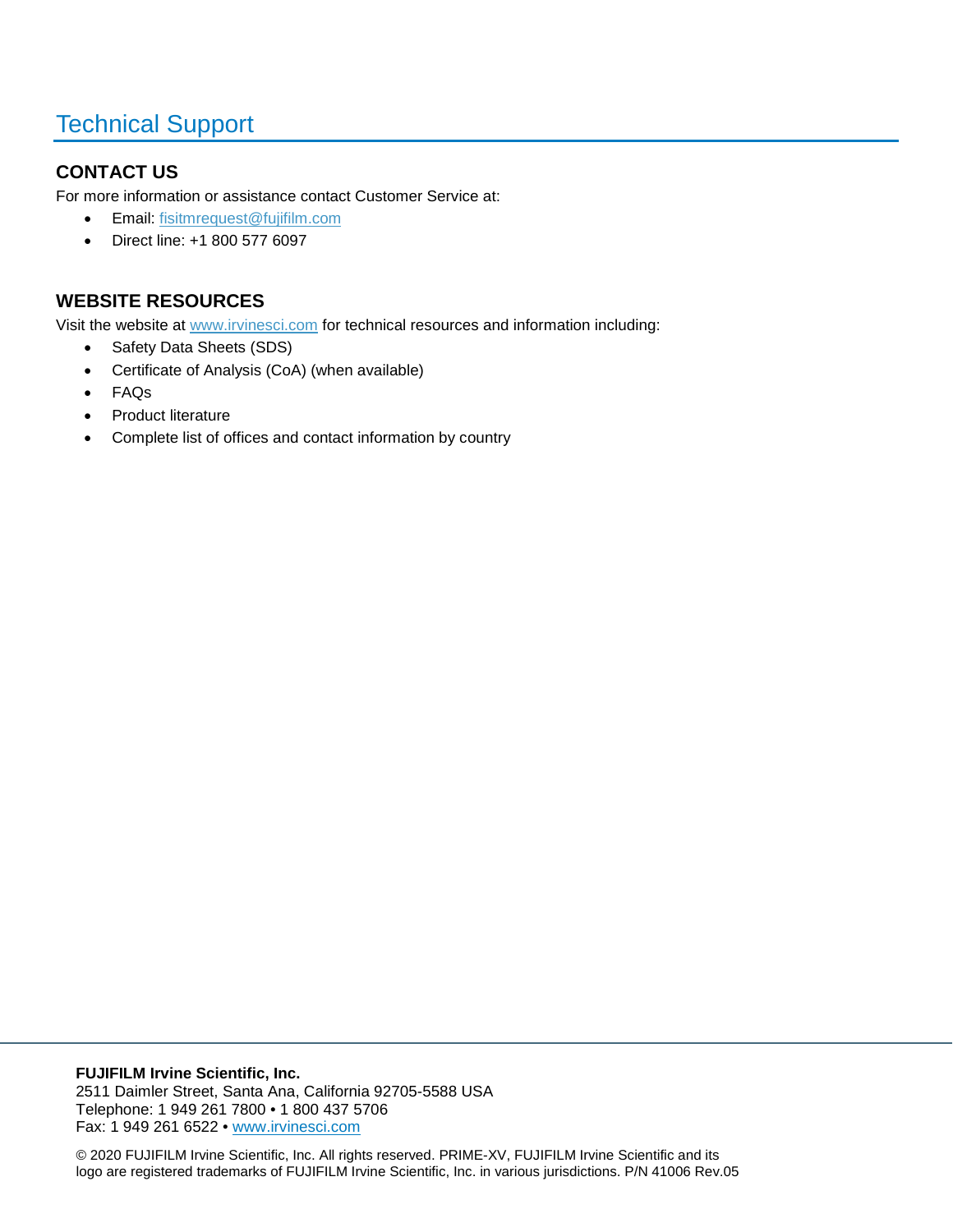# Technical Support

## CONTACT US

For more information or assistance contact Customer Service at:

- Email: fisitmrequest@fujifilm.com
- Direct line: +1 800 577 6097

## WEBSITE RESOURCES

Visit the website at www.irvinesci.com for technical resources and information including:

- Safety Data Sheets (SDS)
- Certificate of Analysis (CoA) (when available)
- FAQs
- Product literature
- Complete list of offices and contact information by country

**FUJIFILM Irvine Scientific, Inc.**
2511 Daimler Street, Santa Ana, California 92705-5588 USA
Telephone: 1 949 261 7800 • 1 800 437 5706
Fax: 1 949 261 6522 • www.irvinesci.com

© 2020 FUJIFILM Irvine Scientific, Inc. All rights reserved. PRIME-XV, FUJIFILM Irvine Scientific and its logo are registered trademarks of FUJIFILM Irvine Scientific, Inc. in various jurisdictions. P/N 41006 Rev.05